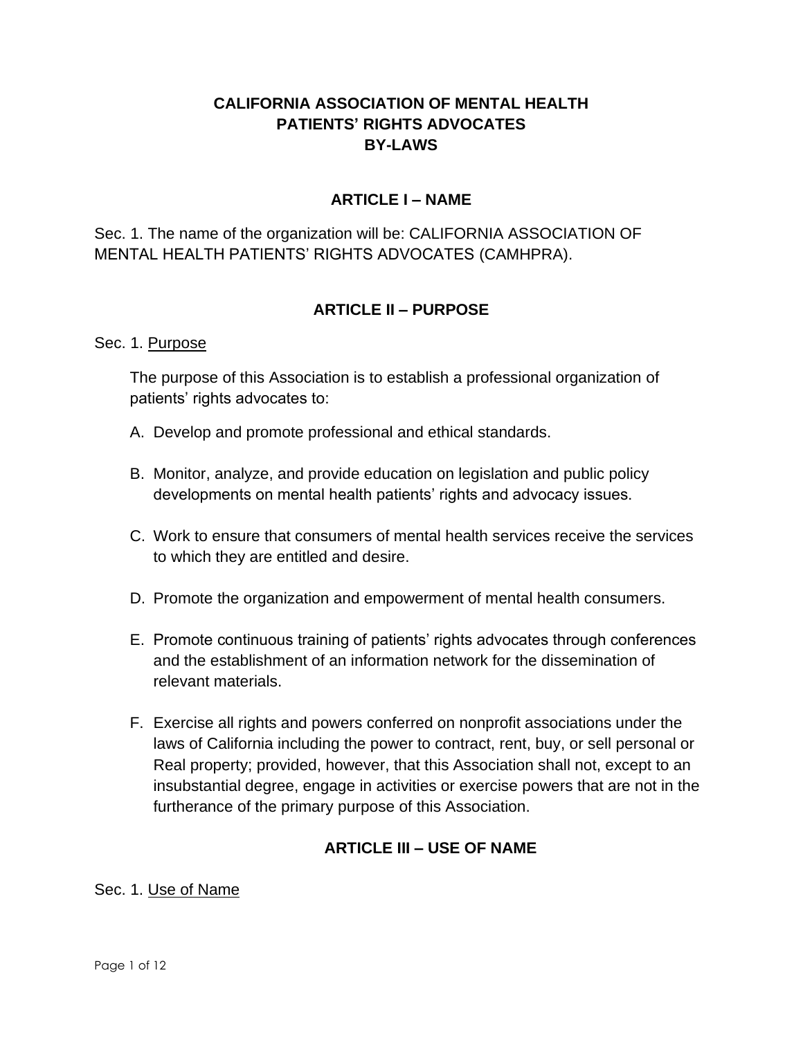# CALIFORNIA ASSOCIATION OF MENTAL HEALTH PATIENTS' RIGHTS ADVOCATES BY-LAWS

## ARTICLE I – NAME

Sec. 1. The name of the organization will be: CALIFORNIA ASSOCIATION OF MENTAL HEALTH PATIENTS' RIGHTS ADVOCATES (CAMHPRA).

## ARTICLE II – PURPOSE

Sec. 1. Purpose

The purpose of this Association is to establish a professional organization of patients' rights advocates to:

A. Develop and promote professional and ethical standards.

B. Monitor, analyze, and provide education on legislation and public policy developments on mental health patients' rights and advocacy issues.

C. Work to ensure that consumers of mental health services receive the services to which they are entitled and desire.

D. Promote the organization and empowerment of mental health consumers.

E. Promote continuous training of patients' rights advocates through conferences and the establishment of an information network for the dissemination of relevant materials.

F. Exercise all rights and powers conferred on nonprofit associations under the laws of California including the power to contract, rent, buy, or sell personal or Real property; provided, however, that this Association shall not, except to an insubstantial degree, engage in activities or exercise powers that are not in the furtherance of the primary purpose of this Association.

## ARTICLE III – USE OF NAME

Sec. 1. Use of Name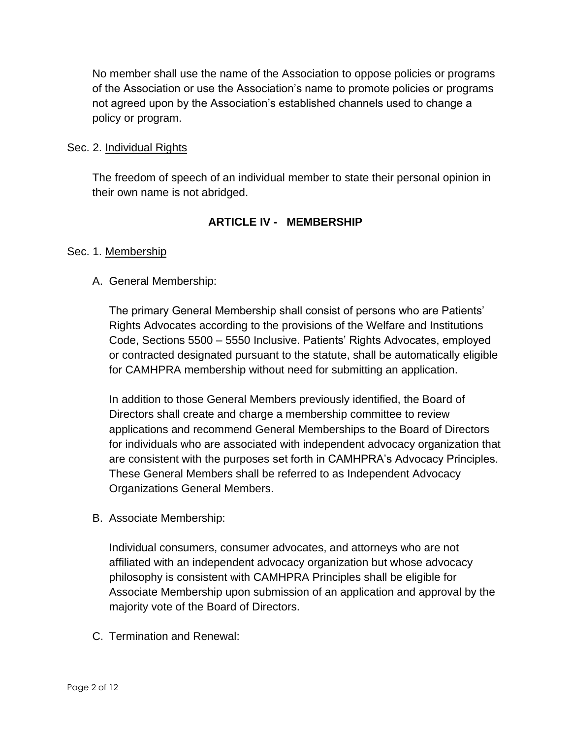No member shall use the name of the Association to oppose policies or programs of the Association or use the Association's name to promote policies or programs not agreed upon by the Association's established channels used to change a policy or program.

Sec. 2. Individual Rights

The freedom of speech of an individual member to state their personal opinion in their own name is not abridged.

## ARTICLE IV - MEMBERSHIP

Sec. 1. Membership

A. General Membership:

The primary General Membership shall consist of persons who are Patients' Rights Advocates according to the provisions of the Welfare and Institutions Code, Sections 5500 – 5550 Inclusive. Patients' Rights Advocates, employed or contracted designated pursuant to the statute, shall be automatically eligible for CAMHPRA membership without need for submitting an application.

In addition to those General Members previously identified, the Board of Directors shall create and charge a membership committee to review applications and recommend General Memberships to the Board of Directors for individuals who are associated with independent advocacy organization that are consistent with the purposes set forth in CAMHPRA's Advocacy Principles. These General Members shall be referred to as Independent Advocacy Organizations General Members.

B. Associate Membership:

Individual consumers, consumer advocates, and attorneys who are not affiliated with an independent advocacy organization but whose advocacy philosophy is consistent with CAMHPRA Principles shall be eligible for Associate Membership upon submission of an application and approval by the majority vote of the Board of Directors.

C. Termination and Renewal: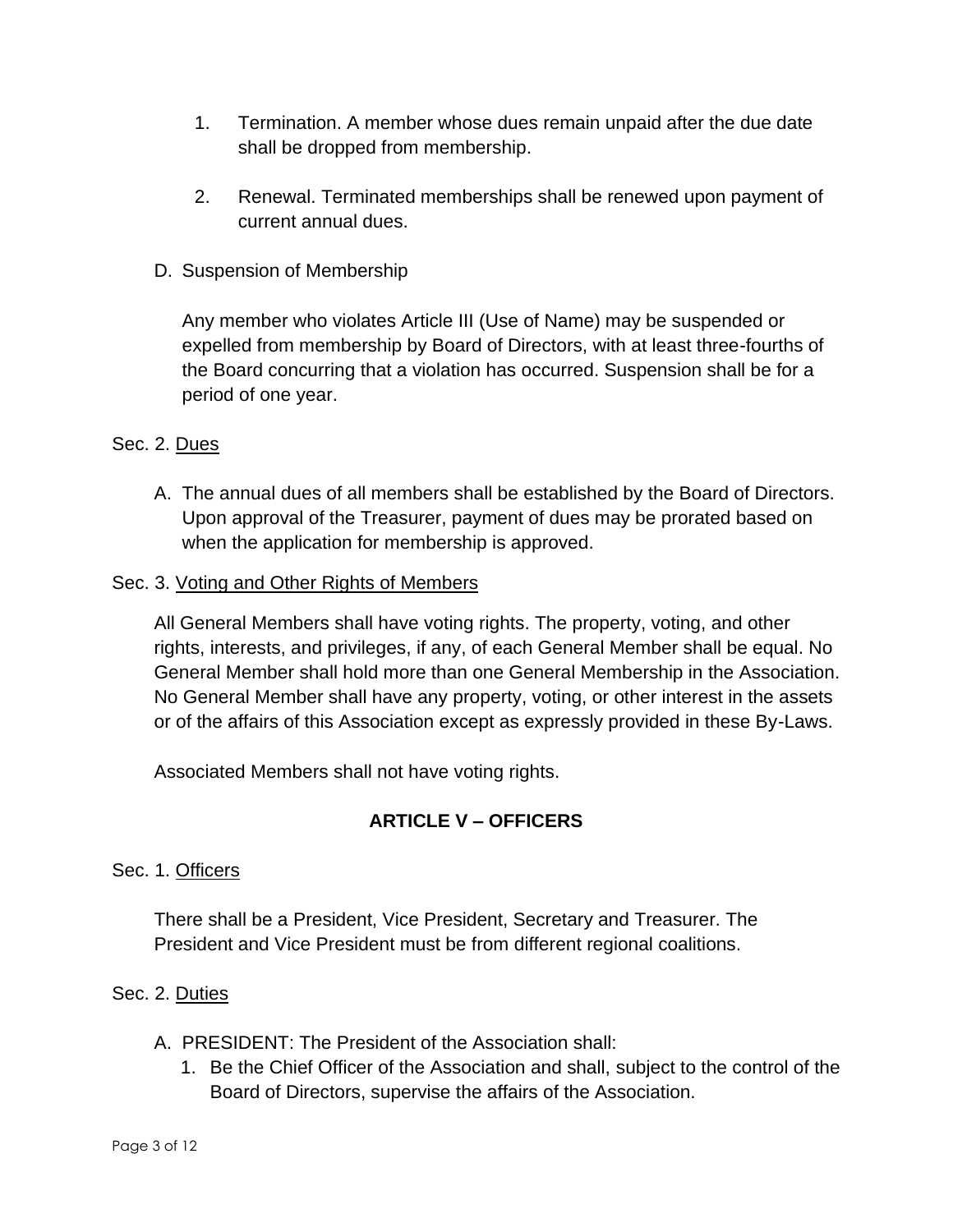1. Termination. A member whose dues remain unpaid after the due date shall be dropped from membership.

2. Renewal. Terminated memberships shall be renewed upon payment of current annual dues.

D. Suspension of Membership

Any member who violates Article III (Use of Name) may be suspended or expelled from membership by Board of Directors, with at least three-fourths of the Board concurring that a violation has occurred. Suspension shall be for a period of one year.

Sec. 2. Dues

A. The annual dues of all members shall be established by the Board of Directors. Upon approval of the Treasurer, payment of dues may be prorated based on when the application for membership is approved.

Sec. 3. Voting and Other Rights of Members

All General Members shall have voting rights. The property, voting, and other rights, interests, and privileges, if any, of each General Member shall be equal. No General Member shall hold more than one General Membership in the Association. No General Member shall have any property, voting, or other interest in the assets or of the affairs of this Association except as expressly provided in these By-Laws.

Associated Members shall not have voting rights.

## ARTICLE V – OFFICERS

Sec. 1. Officers

There shall be a President, Vice President, Secretary and Treasurer. The President and Vice President must be from different regional coalitions.

Sec. 2. Duties

A. PRESIDENT: The President of the Association shall:
   1. Be the Chief Officer of the Association and shall, subject to the control of the Board of Directors, supervise the affairs of the Association.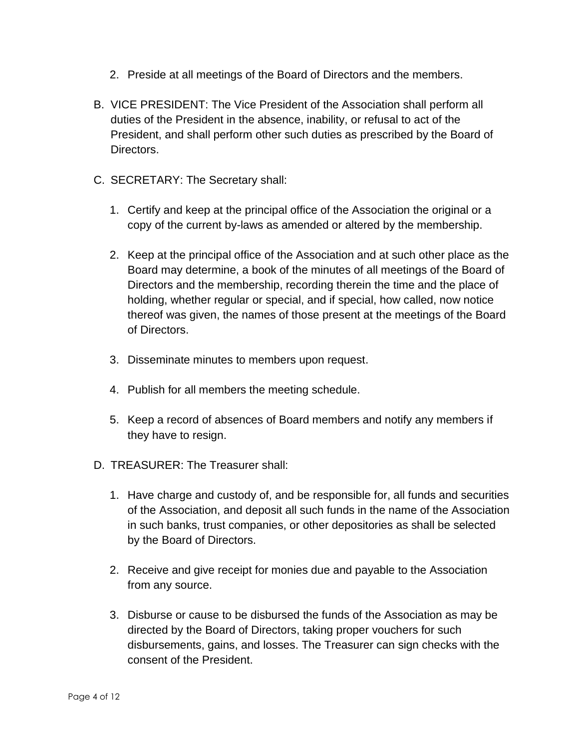2. Preside at all meetings of the Board of Directors and the members.

B. VICE PRESIDENT: The Vice President of the Association shall perform all duties of the President in the absence, inability, or refusal to act of the President, and shall perform other such duties as prescribed by the Board of Directors.

C. SECRETARY: The Secretary shall:

   1. Certify and keep at the principal office of the Association the original or a copy of the current by-laws as amended or altered by the membership.

   2. Keep at the principal office of the Association and at such other place as the Board may determine, a book of the minutes of all meetings of the Board of Directors and the membership, recording therein the time and the place of holding, whether regular or special, and if special, how called, now notice thereof was given, the names of those present at the meetings of the Board of Directors.

   3. Disseminate minutes to members upon request.

   4. Publish for all members the meeting schedule.

   5. Keep a record of absences of Board members and notify any members if they have to resign.

D. TREASURER: The Treasurer shall:

   1. Have charge and custody of, and be responsible for, all funds and securities of the Association, and deposit all such funds in the name of the Association in such banks, trust companies, or other depositories as shall be selected by the Board of Directors.

   2. Receive and give receipt for monies due and payable to the Association from any source.

   3. Disburse or cause to be disbursed the funds of the Association as may be directed by the Board of Directors, taking proper vouchers for such disbursements, gains, and losses. The Treasurer can sign checks with the consent of the President.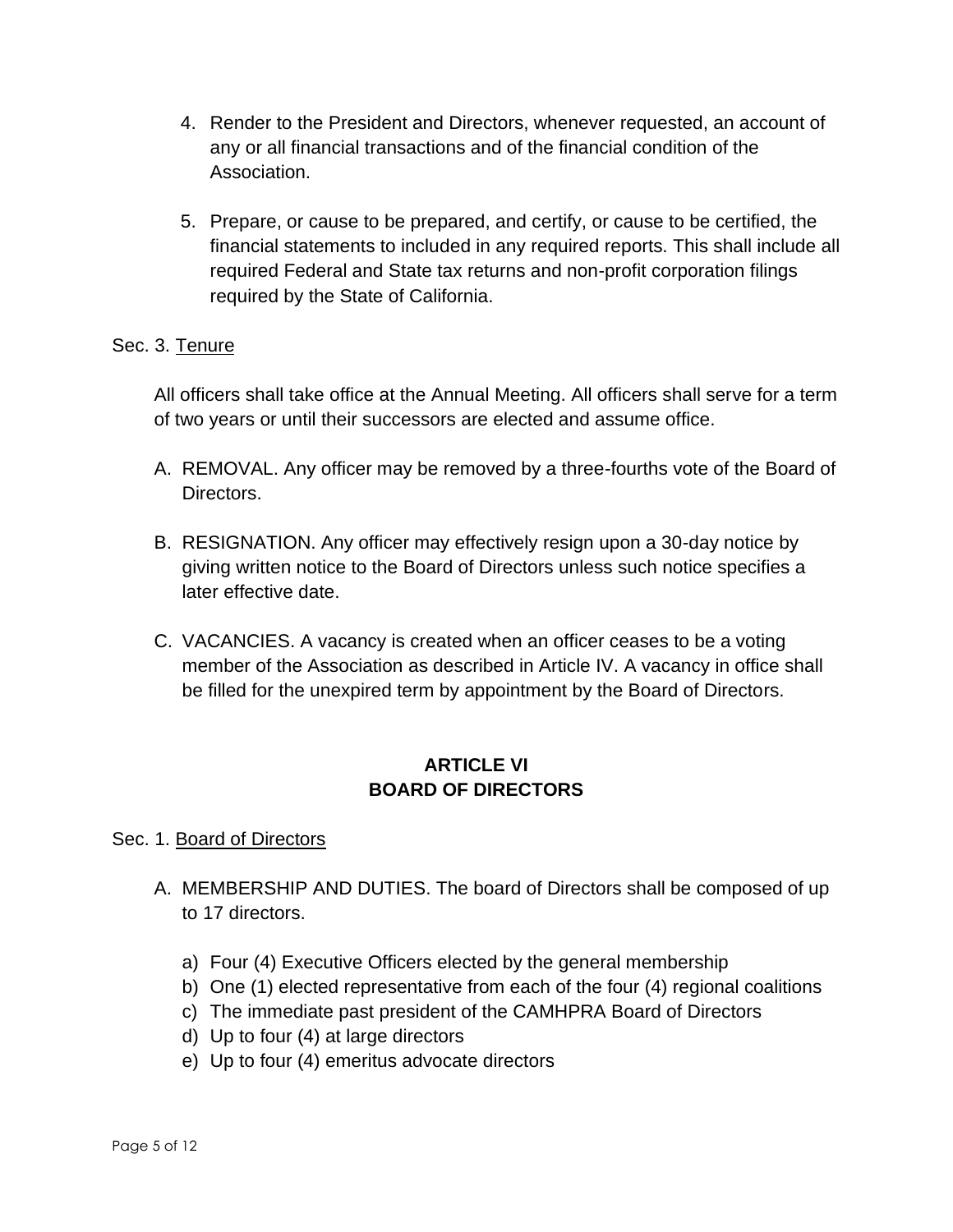4. Render to the President and Directors, whenever requested, an account of any or all financial transactions and of the financial condition of the Association.

5. Prepare, or cause to be prepared, and certify, or cause to be certified, the financial statements to included in any required reports. This shall include all required Federal and State tax returns and non-profit corporation filings required by the State of California.

Sec. 3. Tenure

All officers shall take office at the Annual Meeting. All officers shall serve for a term of two years or until their successors are elected and assume office.

A. REMOVAL. Any officer may be removed by a three-fourths vote of the Board of Directors.

B. RESIGNATION. Any officer may effectively resign upon a 30-day notice by giving written notice to the Board of Directors unless such notice specifies a later effective date.

C. VACANCIES. A vacancy is created when an officer ceases to be a voting member of the Association as described in Article IV. A vacancy in office shall be filled for the unexpired term by appointment by the Board of Directors.

## ARTICLE VI
## BOARD OF DIRECTORS

Sec. 1. Board of Directors

A. MEMBERSHIP AND DUTIES. The board of Directors shall be composed of up to 17 directors.

   a) Four (4) Executive Officers elected by the general membership
   b) One (1) elected representative from each of the four (4) regional coalitions
   c) The immediate past president of the CAMHPRA Board of Directors
   d) Up to four (4) at large directors
   e) Up to four (4) emeritus advocate directors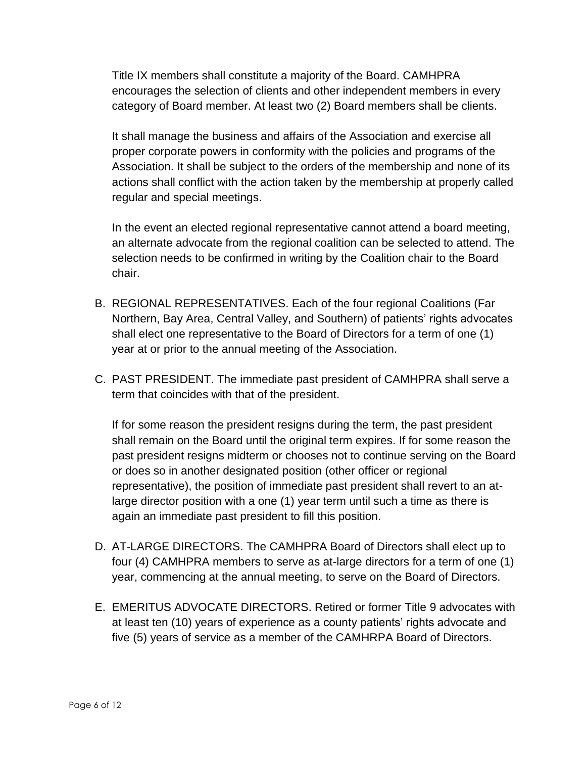Title IX members shall constitute a majority of the Board. CAMHPRA encourages the selection of clients and other independent members in every category of Board member. At least two (2) Board members shall be clients.

It shall manage the business and affairs of the Association and exercise all proper corporate powers in conformity with the policies and programs of the Association. It shall be subject to the orders of the membership and none of its actions shall conflict with the action taken by the membership at properly called regular and special meetings.

In the event an elected regional representative cannot attend a board meeting, an alternate advocate from the regional coalition can be selected to attend. The selection needs to be confirmed in writing by the Coalition chair to the Board chair.

B. REGIONAL REPRESENTATIVES. Each of the four regional Coalitions (Far Northern, Bay Area, Central Valley, and Southern) of patients' rights advocates shall elect one representative to the Board of Directors for a term of one (1) year at or prior to the annual meeting of the Association.

C. PAST PRESIDENT. The immediate past president of CAMHPRA shall serve a term that coincides with that of the president.

   If for some reason the president resigns during the term, the past president shall remain on the Board until the original term expires. If for some reason the past president resigns midterm or chooses not to continue serving on the Board or does so in another designated position (other officer or regional representative), the position of immediate past president shall revert to an at-large director position with a one (1) year term until such a time as there is again an immediate past president to fill this position.

D. AT-LARGE DIRECTORS. The CAMHPRA Board of Directors shall elect up to four (4) CAMHPRA members to serve as at-large directors for a term of one (1) year, commencing at the annual meeting, to serve on the Board of Directors.

E. EMERITUS ADVOCATE DIRECTORS. Retired or former Title 9 advocates with at least ten (10) years of experience as a county patients' rights advocate and five (5) years of service as a member of the CAMHRPA Board of Directors.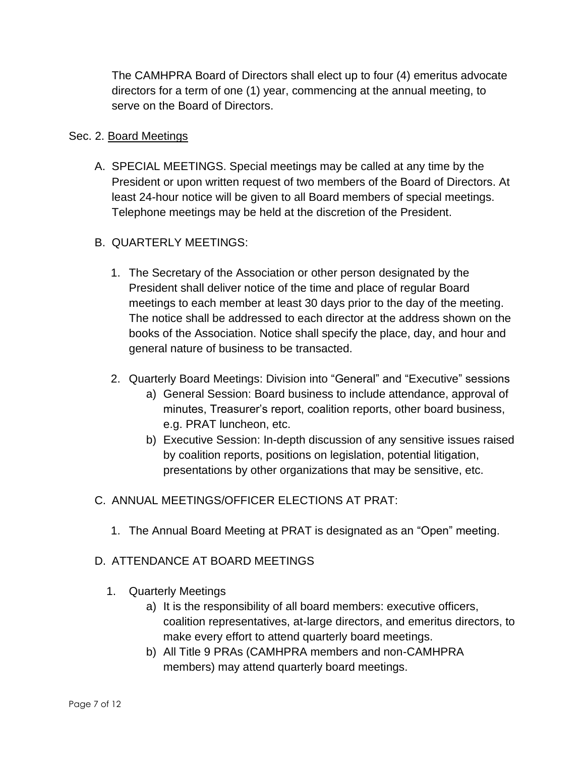The CAMHPRA Board of Directors shall elect up to four (4) emeritus advocate directors for a term of one (1) year, commencing at the annual meeting, to serve on the Board of Directors.

Sec. 2. Board Meetings

A. SPECIAL MEETINGS. Special meetings may be called at any time by the President or upon written request of two members of the Board of Directors. At least 24-hour notice will be given to all Board members of special meetings. Telephone meetings may be held at the discretion of the President.

B. QUARTERLY MEETINGS:

   1. The Secretary of the Association or other person designated by the President shall deliver notice of the time and place of regular Board meetings to each member at least 30 days prior to the day of the meeting. The notice shall be addressed to each director at the address shown on the books of the Association. Notice shall specify the place, day, and hour and general nature of business to be transacted.

   2. Quarterly Board Meetings: Division into "General" and "Executive" sessions
      a) General Session: Board business to include attendance, approval of minutes, Treasurer's report, coalition reports, other board business, e.g. PRAT luncheon, etc.
      b) Executive Session: In-depth discussion of any sensitive issues raised by coalition reports, positions on legislation, potential litigation, presentations by other organizations that may be sensitive, etc.

C. ANNUAL MEETINGS/OFFICER ELECTIONS AT PRAT:

   1. The Annual Board Meeting at PRAT is designated as an "Open" meeting.

D. ATTENDANCE AT BOARD MEETINGS

   1. Quarterly Meetings
      a) It is the responsibility of all board members: executive officers, coalition representatives, at-large directors, and emeritus directors, to make every effort to attend quarterly board meetings.
      b) All Title 9 PRAs (CAMHPRA members and non-CAMHPRA members) may attend quarterly board meetings.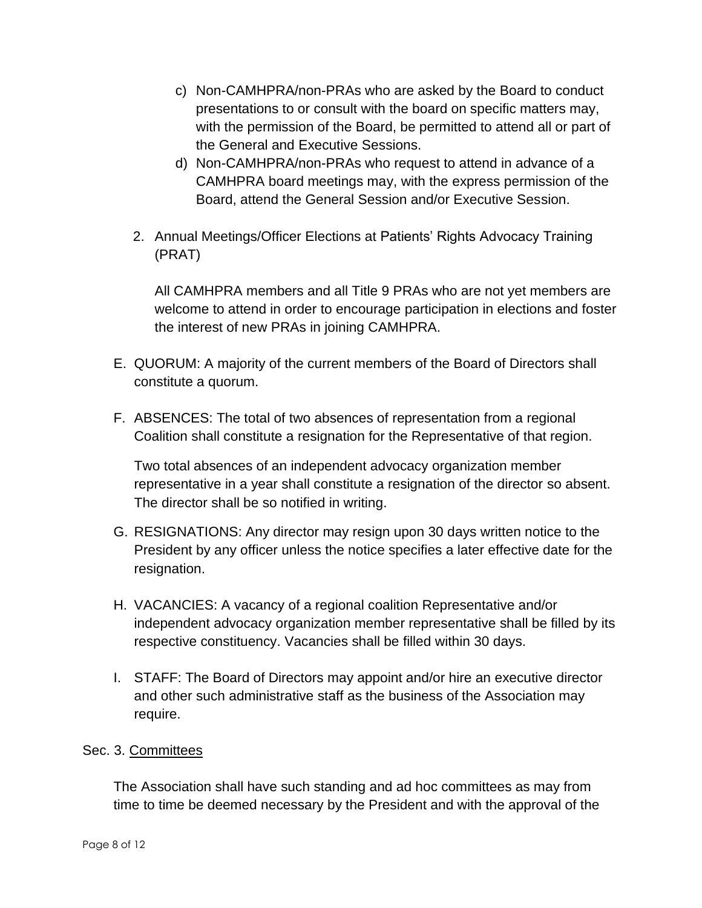c) Non-CAMHPRA/non-PRAs who are asked by the Board to conduct presentations to or consult with the board on specific matters may, with the permission of the Board, be permitted to attend all or part of the General and Executive Sessions.

d) Non-CAMHPRA/non-PRAs who request to attend in advance of a CAMHPRA board meetings may, with the express permission of the Board, attend the General Session and/or Executive Session.

2. Annual Meetings/Officer Elections at Patients' Rights Advocacy Training (PRAT)

   All CAMHPRA members and all Title 9 PRAs who are not yet members are welcome to attend in order to encourage participation in elections and foster the interest of new PRAs in joining CAMHPRA.

E. QUORUM: A majority of the current members of the Board of Directors shall constitute a quorum.

F. ABSENCES: The total of two absences of representation from a regional Coalition shall constitute a resignation for the Representative of that region.

   Two total absences of an independent advocacy organization member representative in a year shall constitute a resignation of the director so absent. The director shall be so notified in writing.

G. RESIGNATIONS: Any director may resign upon 30 days written notice to the President by any officer unless the notice specifies a later effective date for the resignation.

H. VACANCIES: A vacancy of a regional coalition Representative and/or independent advocacy organization member representative shall be filled by its respective constituency. Vacancies shall be filled within 30 days.

I. STAFF: The Board of Directors may appoint and/or hire an executive director and other such administrative staff as the business of the Association may require.

Sec. 3. <u>Committees</u>

The Association shall have such standing and ad hoc committees as may from time to time be deemed necessary by the President and with the approval of the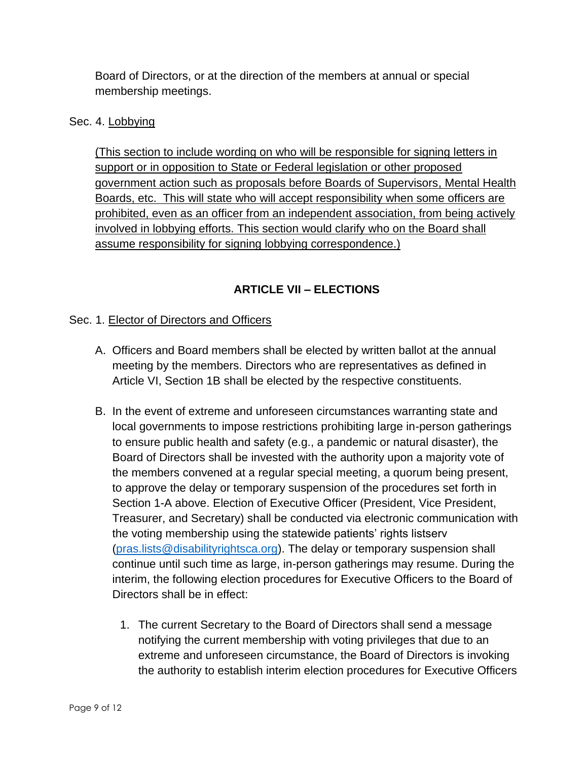Board of Directors, or at the direction of the members at annual or special membership meetings.

Sec. 4. Lobbying

(This section to include wording on who will be responsible for signing letters in support or in opposition to State or Federal legislation or other proposed government action such as proposals before Boards of Supervisors, Mental Health Boards, etc. This will state who will accept responsibility when some officers are prohibited, even as an officer from an independent association, from being actively involved in lobbying efforts. This section would clarify who on the Board shall assume responsibility for signing lobbying correspondence.)

## ARTICLE VII – ELECTIONS

Sec. 1. Elector of Directors and Officers

A. Officers and Board members shall be elected by written ballot at the annual meeting by the members. Directors who are representatives as defined in Article VI, Section 1B shall be elected by the respective constituents.

B. In the event of extreme and unforeseen circumstances warranting state and local governments to impose restrictions prohibiting large in-person gatherings to ensure public health and safety (e.g., a pandemic or natural disaster), the Board of Directors shall be invested with the authority upon a majority vote of the members convened at a regular special meeting, a quorum being present, to approve the delay or temporary suspension of the procedures set forth in Section 1-A above. Election of Executive Officer (President, Vice President, Treasurer, and Secretary) shall be conducted via electronic communication with the voting membership using the statewide patients' rights listserv (pras.lists@disabilityrightsca.org). The delay or temporary suspension shall continue until such time as large, in-person gatherings may resume. During the interim, the following election procedures for Executive Officers to the Board of Directors shall be in effect:

   1. The current Secretary to the Board of Directors shall send a message notifying the current membership with voting privileges that due to an extreme and unforeseen circumstance, the Board of Directors is invoking the authority to establish interim election procedures for Executive Officers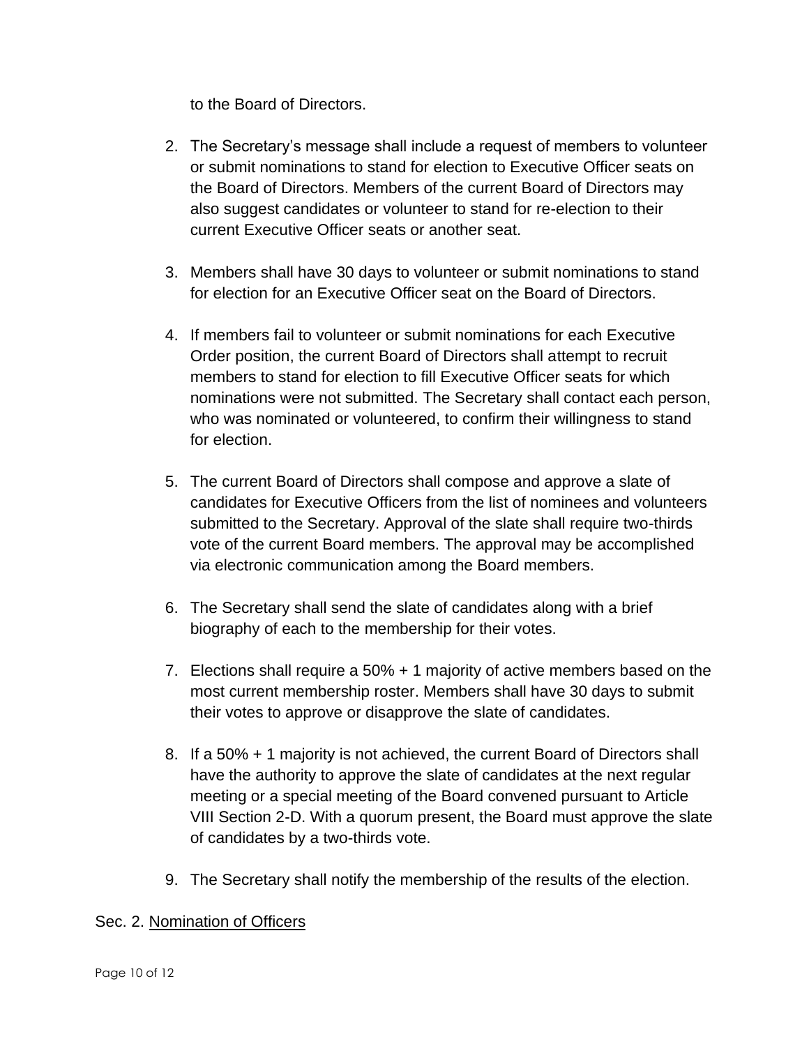to the Board of Directors.

2. The Secretary's message shall include a request of members to volunteer or submit nominations to stand for election to Executive Officer seats on the Board of Directors. Members of the current Board of Directors may also suggest candidates or volunteer to stand for re-election to their current Executive Officer seats or another seat.

3. Members shall have 30 days to volunteer or submit nominations to stand for election for an Executive Officer seat on the Board of Directors.

4. If members fail to volunteer or submit nominations for each Executive Order position, the current Board of Directors shall attempt to recruit members to stand for election to fill Executive Officer seats for which nominations were not submitted. The Secretary shall contact each person, who was nominated or volunteered, to confirm their willingness to stand for election.

5. The current Board of Directors shall compose and approve a slate of candidates for Executive Officers from the list of nominees and volunteers submitted to the Secretary. Approval of the slate shall require two-thirds vote of the current Board members. The approval may be accomplished via electronic communication among the Board members.

6. The Secretary shall send the slate of candidates along with a brief biography of each to the membership for their votes.

7. Elections shall require a 50% + 1 majority of active members based on the most current membership roster. Members shall have 30 days to submit their votes to approve or disapprove the slate of candidates.

8. If a 50% + 1 majority is not achieved, the current Board of Directors shall have the authority to approve the slate of candidates at the next regular meeting or a special meeting of the Board convened pursuant to Article VIII Section 2-D. With a quorum present, the Board must approve the slate of candidates by a two-thirds vote.

9. The Secretary shall notify the membership of the results of the election.

Sec. 2. <u>Nomination of Officers</u>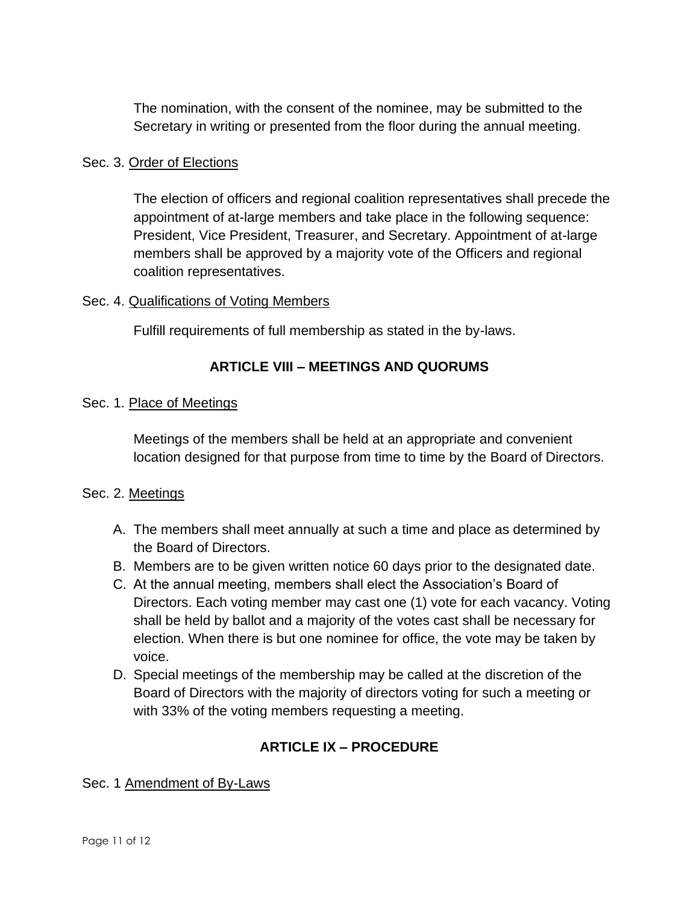The nomination, with the consent of the nominee, may be submitted to the Secretary in writing or presented from the floor during the annual meeting.

Sec. 3. Order of Elections

The election of officers and regional coalition representatives shall precede the appointment of at-large members and take place in the following sequence: President, Vice President, Treasurer, and Secretary. Appointment of at-large members shall be approved by a majority vote of the Officers and regional coalition representatives.

Sec. 4. Qualifications of Voting Members

Fulfill requirements of full membership as stated in the by-laws.

## ARTICLE VIII – MEETINGS AND QUORUMS

Sec. 1. Place of Meetings

Meetings of the members shall be held at an appropriate and convenient location designed for that purpose from time to time by the Board of Directors.

Sec. 2. Meetings

A. The members shall meet annually at such a time and place as determined by the Board of Directors.
B. Members are to be given written notice 60 days prior to the designated date.
C. At the annual meeting, members shall elect the Association's Board of Directors. Each voting member may cast one (1) vote for each vacancy. Voting shall be held by ballot and a majority of the votes cast shall be necessary for election. When there is but one nominee for office, the vote may be taken by voice.
D. Special meetings of the membership may be called at the discretion of the Board of Directors with the majority of directors voting for such a meeting or with 33% of the voting members requesting a meeting.

## ARTICLE IX – PROCEDURE

Sec. 1 Amendment of By-Laws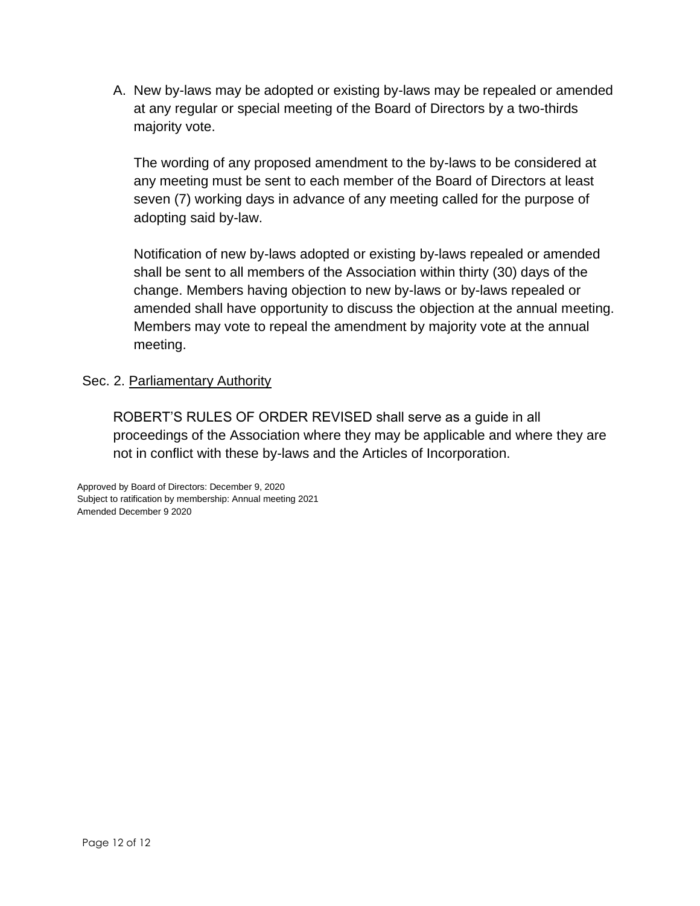A. New by-laws may be adopted or existing by-laws may be repealed or amended at any regular or special meeting of the Board of Directors by a two-thirds majority vote.

   The wording of any proposed amendment to the by-laws to be considered at any meeting must be sent to each member of the Board of Directors at least seven (7) working days in advance of any meeting called for the purpose of adopting said by-law.

   Notification of new by-laws adopted or existing by-laws repealed or amended shall be sent to all members of the Association within thirty (30) days of the change. Members having objection to new by-laws or by-laws repealed or amended shall have opportunity to discuss the objection at the annual meeting. Members may vote to repeal the amendment by majority vote at the annual meeting.

Sec. 2. Parliamentary Authority

ROBERT'S RULES OF ORDER REVISED shall serve as a guide in all proceedings of the Association where they may be applicable and where they are not in conflict with these by-laws and the Articles of Incorporation.

Approved by Board of Directors: December 9, 2020
Subject to ratification by membership: Annual meeting 2021
Amended December 9 2020